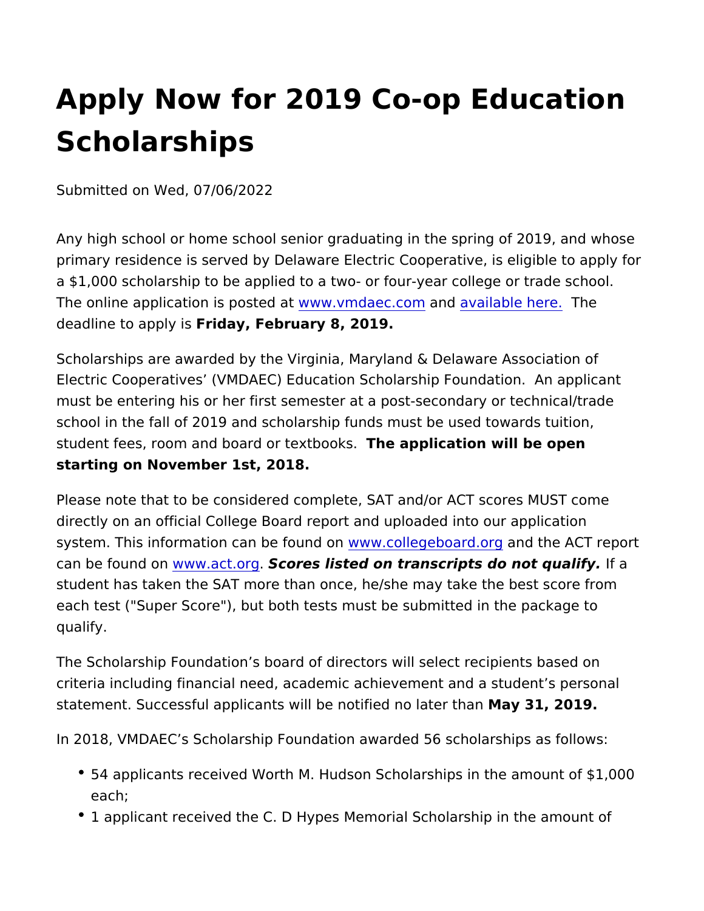# Apply Now for 2019 Co-op Education Scholarships

Submitted on Wed, 07/06/2022

Any high school or home school senior graduating in the spring of 2019, and whose primary residence is served by Delaware Electric Cooperative, is eligible to apply for a $1,000 scholarship to be applied to a two- or four-year college or trade school. The online application is posted at www.vmdaec.com and available here. The deadline to apply is **Friday, February 8, 2019.**

Scholarships are awarded by the Virginia, Maryland & Delaware Association of Electric Cooperatives' (VMDAEC) Education Scholarship Foundation. An applicant must be entering his or her first semester at a post-secondary or technical/trade school in the fall of 2019 and scholarship funds must be used towards tuition, student fees, room and board or textbooks. **The application will be open starting on November 1st, 2018.**

Please note that to be considered complete, SAT and/or ACT scores MUST come directly on an official College Board report and uploaded into our application system. This information can be found on www.collegeboard.org and the ACT report can be found on www.act.org. ***Scores listed on transcripts do not qualify.*** If a student has taken the SAT more than once, he/she may take the best score from each test ("Super Score"), but both tests must be submitted in the package to qualify.

The Scholarship Foundation's board of directors will select recipients based on criteria including financial need, academic achievement and a student's personal statement. Successful applicants will be notified no later than **May 31, 2019.**

In 2018, VMDAEC's Scholarship Foundation awarded 56 scholarships as follows:

- 54 applicants received Worth M. Hudson Scholarships in the amount of $1,000 each;
- 1 applicant received the C. D Hypes Memorial Scholarship in the amount of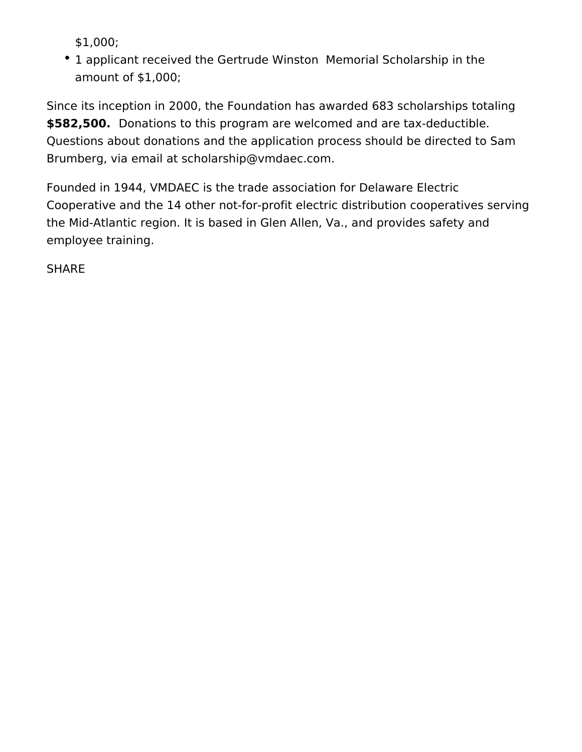$1,000;

- 1 applicant received the Gertrude Winston  Memorial Scholarship in the amount of $1,000;

Since its inception in 2000, the Foundation has awarded 683 scholarships totaling **$582,500.** Donations to this program are welcomed and are tax-deductible. Questions about donations and the application process should be directed to Sam Brumberg, via email at scholarship@vmdaec.com.

Founded in 1944, VMDAEC is the trade association for Delaware Electric Cooperative and the 14 other not-for-profit electric distribution cooperatives serving the Mid-Atlantic region. It is based in Glen Allen, Va., and provides safety and employee training.

SHARE